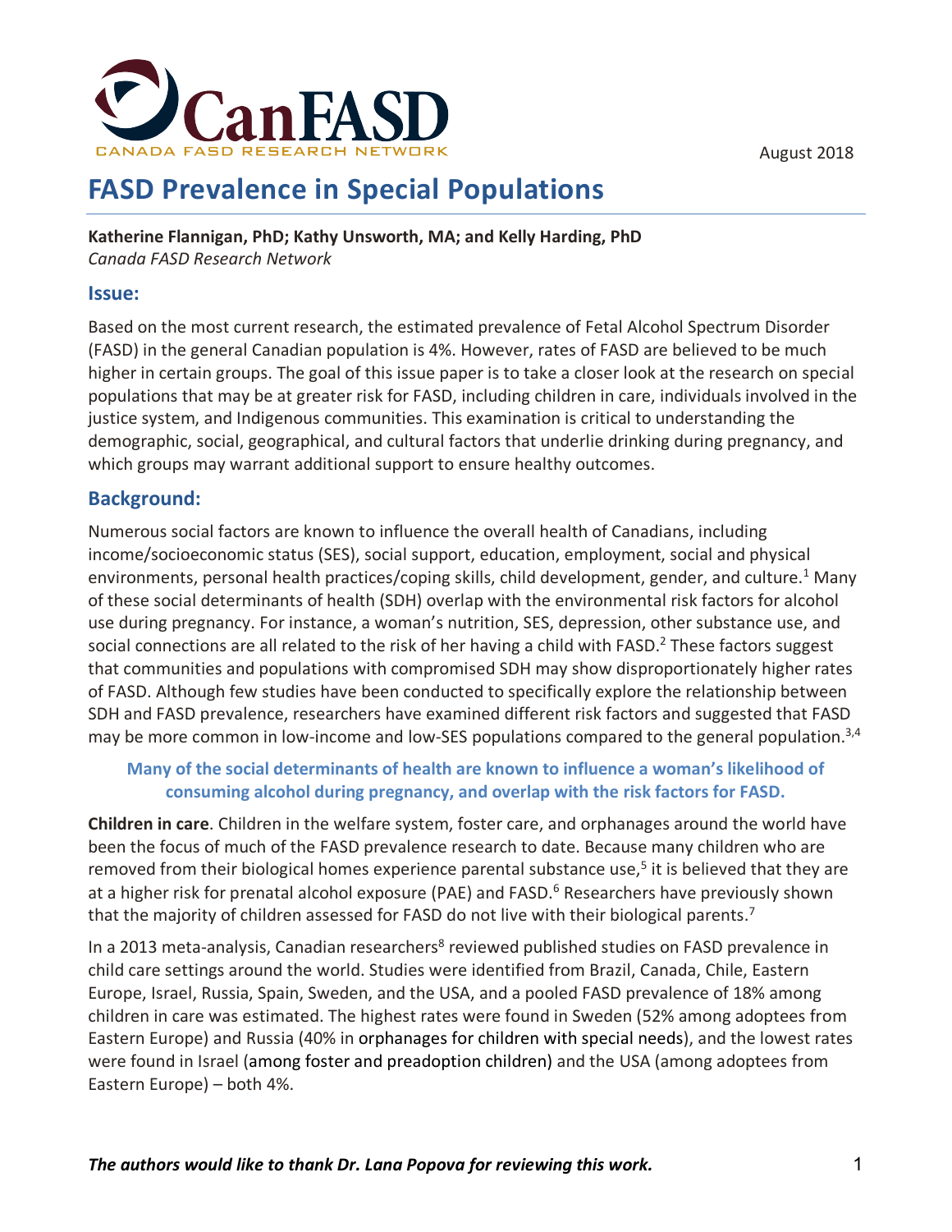CanFASD

CANADA FASD RESEARCH NETWORK

August 2018

# FASD Prevalence in Special Populations

**Katherine Flannigan, PhD; Kathy Unsworth, MA; and Kelly Harding, PhD**
*Canada FASD Research Network*

## Issue:

Based on the most current research, the estimated prevalence of Fetal Alcohol Spectrum Disorder (FASD) in the general Canadian population is 4%. However, rates of FASD are believed to be much higher in certain groups. The goal of this issue paper is to take a closer look at the research on special populations that may be at greater risk for FASD, including children in care, individuals involved in the justice system, and Indigenous communities. This examination is critical to understanding the demographic, social, geographical, and cultural factors that underlie drinking during pregnancy, and which groups may warrant additional support to ensure healthy outcomes.

## Background:

Numerous social factors are known to influence the overall health of Canadians, including income/socioeconomic status (SES), social support, education, employment, social and physical environments, personal health practices/coping skills, child development, gender, and culture.[1] Many of these social determinants of health (SDH) overlap with the environmental risk factors for alcohol use during pregnancy. For instance, a woman's nutrition, SES, depression, other substance use, and social connections are all related to the risk of her having a child with FASD.[2] These factors suggest that communities and populations with compromised SDH may show disproportionately higher rates of FASD. Although few studies have been conducted to specifically explore the relationship between SDH and FASD prevalence, researchers have examined different risk factors and suggested that FASD may be more common in low-income and low-SES populations compared to the general population.[3,4]

**Many of the social determinants of health are known to influence a woman's likelihood of consuming alcohol during pregnancy, and overlap with the risk factors for FASD.**

**Children in care**. Children in the welfare system, foster care, and orphanages around the world have been the focus of much of the FASD prevalence research to date. Because many children who are removed from their biological homes experience parental substance use,[5] it is believed that they are at a higher risk for prenatal alcohol exposure (PAE) and FASD.[6] Researchers have previously shown that the majority of children assessed for FASD do not live with their biological parents.[7]

In a 2013 meta-analysis, Canadian researchers[8] reviewed published studies on FASD prevalence in child care settings around the world. Studies were identified from Brazil, Canada, Chile, Eastern Europe, Israel, Russia, Spain, Sweden, and the USA, and a pooled FASD prevalence of 18% among children in care was estimated. The highest rates were found in Sweden (52% among adoptees from Eastern Europe) and Russia (40% in orphanages for children with special needs), and the lowest rates were found in Israel (among foster and preadoption children) and the USA (among adoptees from Eastern Europe) – both 4%.

***The authors would like to thank Dr. Lana Popova for reviewing this work.***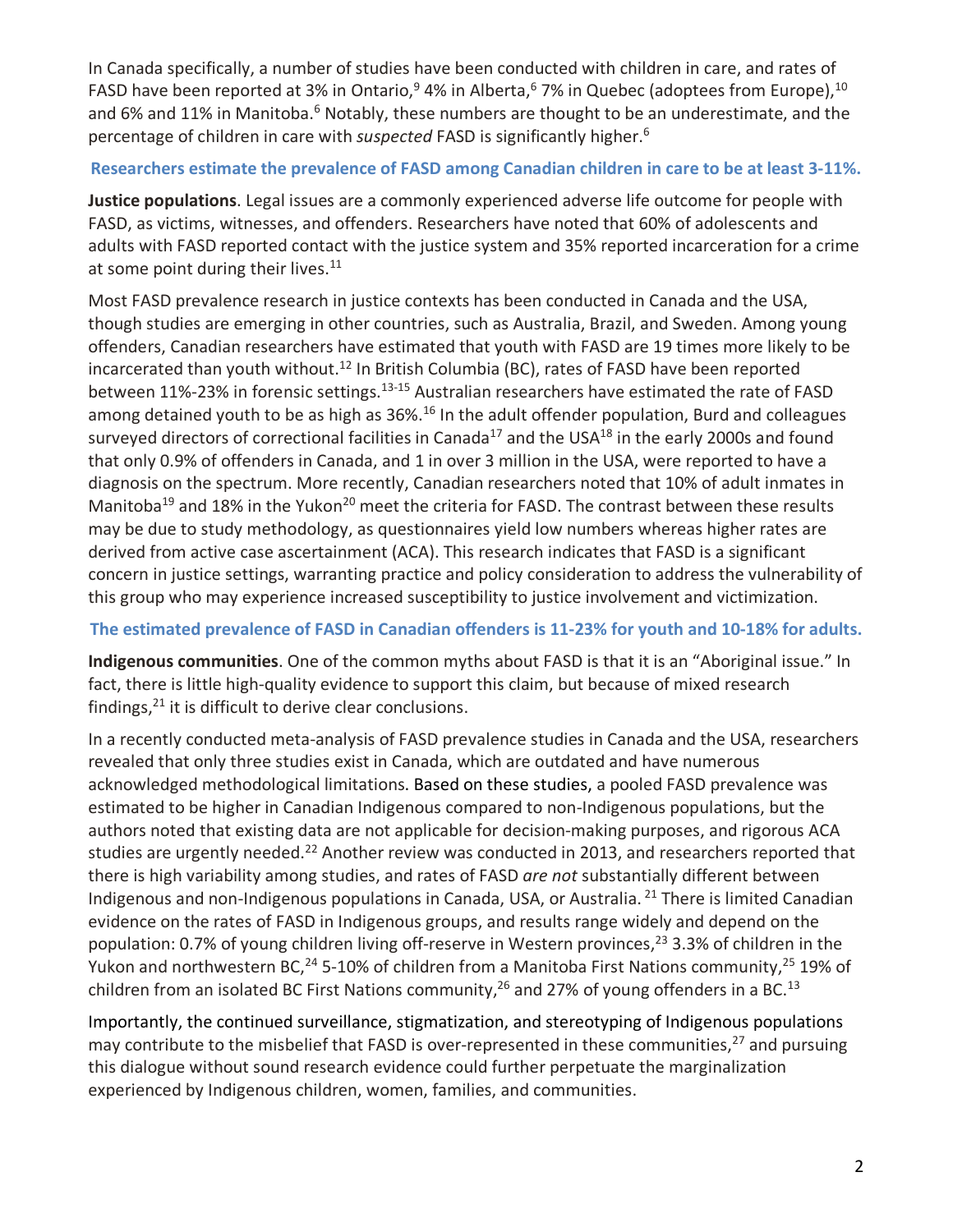In Canada specifically, a number of studies have been conducted with children in care, and rates of FASD have been reported at 3% in Ontario,[9] 4% in Alberta,[6] 7% in Quebec (adoptees from Europe),[10] and 6% and 11% in Manitoba.[6] Notably, these numbers are thought to be an underestimate, and the percentage of children in care with *suspected* FASD is significantly higher.[6]

**Researchers estimate the prevalence of FASD among Canadian children in care to be at least 3-11%.**

**Justice populations**. Legal issues are a commonly experienced adverse life outcome for people with FASD, as victims, witnesses, and offenders. Researchers have noted that 60% of adolescents and adults with FASD reported contact with the justice system and 35% reported incarceration for a crime at some point during their lives.[11]

Most FASD prevalence research in justice contexts has been conducted in Canada and the USA, though studies are emerging in other countries, such as Australia, Brazil, and Sweden. Among young offenders, Canadian researchers have estimated that youth with FASD are 19 times more likely to be incarcerated than youth without.[12] In British Columbia (BC), rates of FASD have been reported between 11%-23% in forensic settings.[13-15] Australian researchers have estimated the rate of FASD among detained youth to be as high as 36%.[16] In the adult offender population, Burd and colleagues surveyed directors of correctional facilities in Canada[17] and the USA[18] in the early 2000s and found that only 0.9% of offenders in Canada, and 1 in over 3 million in the USA, were reported to have a diagnosis on the spectrum. More recently, Canadian researchers noted that 10% of adult inmates in Manitoba[19] and 18% in the Yukon[20] meet the criteria for FASD. The contrast between these results may be due to study methodology, as questionnaires yield low numbers whereas higher rates are derived from active case ascertainment (ACA). This research indicates that FASD is a significant concern in justice settings, warranting practice and policy consideration to address the vulnerability of this group who may experience increased susceptibility to justice involvement and victimization.

**The estimated prevalence of FASD in Canadian offenders is 11-23% for youth and 10-18% for adults.**

**Indigenous communities**. One of the common myths about FASD is that it is an "Aboriginal issue." In fact, there is little high-quality evidence to support this claim, but because of mixed research findings,[21] it is difficult to derive clear conclusions.

In a recently conducted meta-analysis of FASD prevalence studies in Canada and the USA, researchers revealed that only three studies exist in Canada, which are outdated and have numerous acknowledged methodological limitations. Based on these studies, a pooled FASD prevalence was estimated to be higher in Canadian Indigenous compared to non-Indigenous populations, but the authors noted that existing data are not applicable for decision-making purposes, and rigorous ACA studies are urgently needed.[22] Another review was conducted in 2013, and researchers reported that there is high variability among studies, and rates of FASD *are not* substantially different between Indigenous and non-Indigenous populations in Canada, USA, or Australia.[21] There is limited Canadian evidence on the rates of FASD in Indigenous groups, and results range widely and depend on the population: 0.7% of young children living off-reserve in Western provinces,[23] 3.3% of children in the Yukon and northwestern BC,[24] 5-10% of children from a Manitoba First Nations community,[25] 19% of children from an isolated BC First Nations community,[26] and 27% of young offenders in a BC.[13]

Importantly, the continued surveillance, stigmatization, and stereotyping of Indigenous populations may contribute to the misbelief that FASD is over-represented in these communities,[27] and pursuing this dialogue without sound research evidence could further perpetuate the marginalization experienced by Indigenous children, women, families, and communities.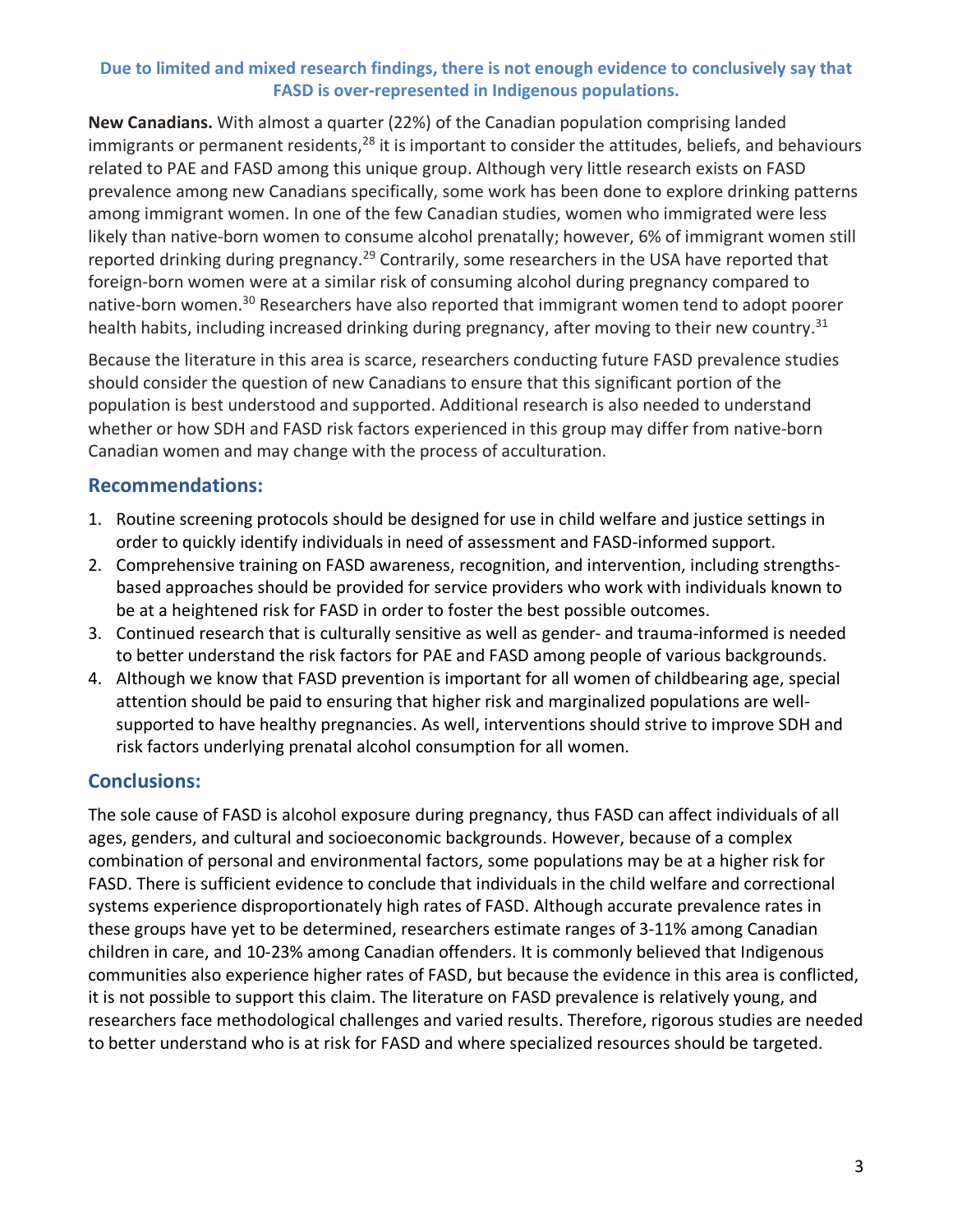**Due to limited and mixed research findings, there is not enough evidence to conclusively say that FASD is over-represented in Indigenous populations.**

**New Canadians.** With almost a quarter (22%) of the Canadian population comprising landed immigrants or permanent residents,[28] it is important to consider the attitudes, beliefs, and behaviours related to PAE and FASD among this unique group. Although very little research exists on FASD prevalence among new Canadians specifically, some work has been done to explore drinking patterns among immigrant women. In one of the few Canadian studies, women who immigrated were less likely than native-born women to consume alcohol prenatally; however, 6% of immigrant women still reported drinking during pregnancy.[29] Contrarily, some researchers in the USA have reported that foreign-born women were at a similar risk of consuming alcohol during pregnancy compared to native-born women.[30] Researchers have also reported that immigrant women tend to adopt poorer health habits, including increased drinking during pregnancy, after moving to their new country.[31]

Because the literature in this area is scarce, researchers conducting future FASD prevalence studies should consider the question of new Canadians to ensure that this significant portion of the population is best understood and supported. Additional research is also needed to understand whether or how SDH and FASD risk factors experienced in this group may differ from native-born Canadian women and may change with the process of acculturation.

## Recommendations:

1. Routine screening protocols should be designed for use in child welfare and justice settings in order to quickly identify individuals in need of assessment and FASD-informed support.
2. Comprehensive training on FASD awareness, recognition, and intervention, including strengths-based approaches should be provided for service providers who work with individuals known to be at a heightened risk for FASD in order to foster the best possible outcomes.
3. Continued research that is culturally sensitive as well as gender- and trauma-informed is needed to better understand the risk factors for PAE and FASD among people of various backgrounds.
4. Although we know that FASD prevention is important for all women of childbearing age, special attention should be paid to ensuring that higher risk and marginalized populations are well-supported to have healthy pregnancies. As well, interventions should strive to improve SDH and risk factors underlying prenatal alcohol consumption for all women.

## Conclusions:

The sole cause of FASD is alcohol exposure during pregnancy, thus FASD can affect individuals of all ages, genders, and cultural and socioeconomic backgrounds. However, because of a complex combination of personal and environmental factors, some populations may be at a higher risk for FASD. There is sufficient evidence to conclude that individuals in the child welfare and correctional systems experience disproportionately high rates of FASD. Although accurate prevalence rates in these groups have yet to be determined, researchers estimate ranges of 3-11% among Canadian children in care, and 10-23% among Canadian offenders. It is commonly believed that Indigenous communities also experience higher rates of FASD, but because the evidence in this area is conflicted, it is not possible to support this claim. The literature on FASD prevalence is relatively young, and researchers face methodological challenges and varied results. Therefore, rigorous studies are needed to better understand who is at risk for FASD and where specialized resources should be targeted.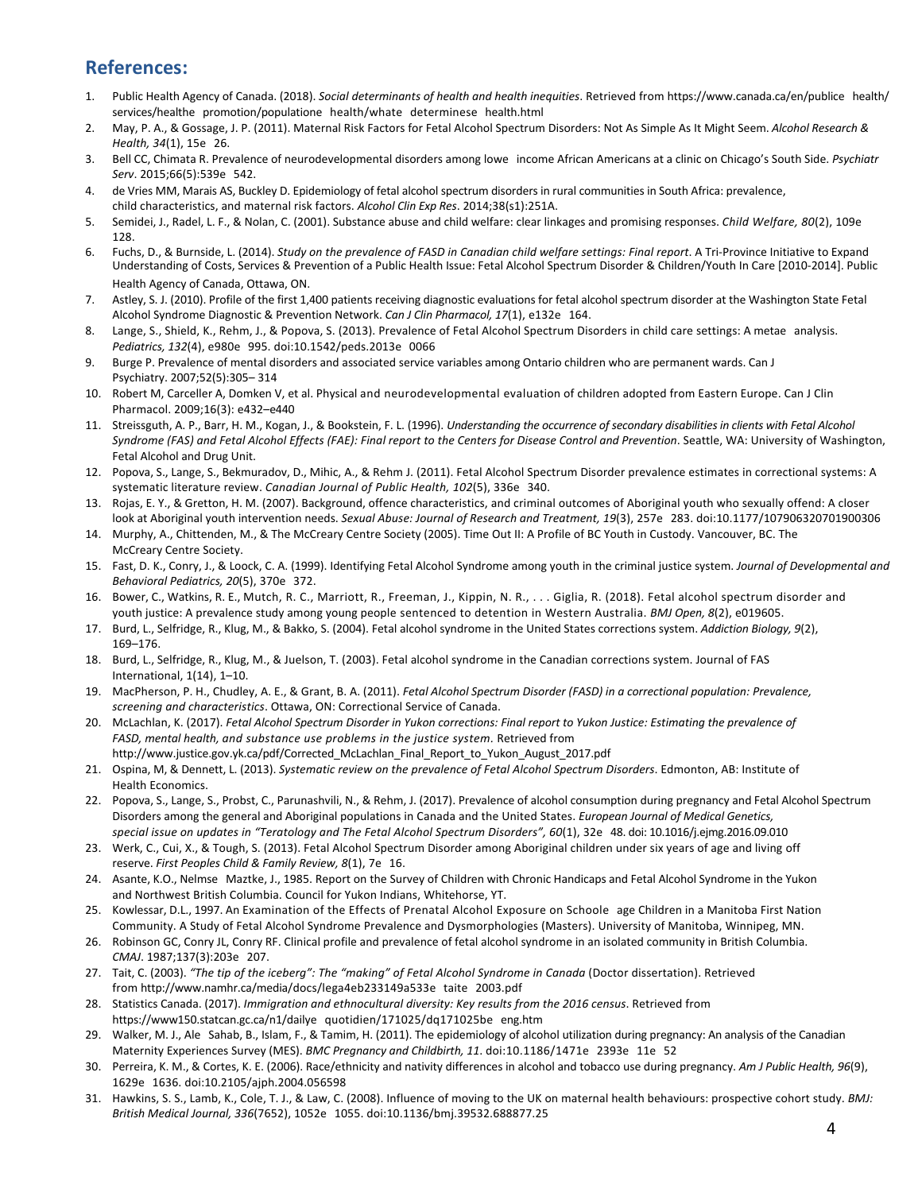## References:

1. Public Health Agency of Canada. (2018). *Social determinants of health and health inequities*. Retrieved from https://www.canada.ca/en/publice health/services/healthe promotion/populatione health/whate determinese health.html
2. May, P. A., & Gossage, J. P. (2011). Maternal Risk Factors for Fetal Alcohol Spectrum Disorders: Not As Simple As It Might Seem. *Alcohol Research & Health, 34*(1), 15e 26.
3. Bell CC, Chimata R. Prevalence of neurodevelopmental disorders among lowe income African Americans at a clinic on Chicago's South Side. *Psychiatr Serv*. 2015;66(5):539e 542.
4. de Vries MM, Marais AS, Buckley D. Epidemiology of fetal alcohol spectrum disorders in rural communities in South Africa: prevalence, child characteristics, and maternal risk factors. *Alcohol Clin Exp Res*. 2014;38(s1):251A.
5. Semidei, J., Radel, L. F., & Nolan, C. (2001). Substance abuse and child welfare: clear linkages and promising responses. *Child Welfare, 80*(2), 109e 128.
6. Fuchs, D., & Burnside, L. (2014). *Study on the prevalence of FASD in Canadian child welfare settings: Final report*. A Tri-Province Initiative to Expand Understanding of Costs, Services & Prevention of a Public Health Issue: Fetal Alcohol Spectrum Disorder & Children/Youth In Care [2010-2014]. Public Health Agency of Canada, Ottawa, ON.
7. Astley, S. J. (2010). Profile of the first 1,400 patients receiving diagnostic evaluations for fetal alcohol spectrum disorder at the Washington State Fetal Alcohol Syndrome Diagnostic & Prevention Network. *Can J Clin Pharmacol, 17*(1), e132e 164.
8. Lange, S., Shield, K., Rehm, J., & Popova, S. (2013). Prevalence of Fetal Alcohol Spectrum Disorders in child care settings: A metae analysis. *Pediatrics, 132*(4), e980e 995. doi:10.1542/peds.2013e 0066
9. Burge P. Prevalence of mental disorders and associated service variables among Ontario children who are permanent wards. Can J Psychiatry. 2007;52(5):305– 314
10. Robert M, Carceller A, Domken V, et al. Physical and neurodevelopmental evaluation of children adopted from Eastern Europe. Can J Clin Pharmacol. 2009;16(3): e432–e440
11. Streissguth, A. P., Barr, H. M., Kogan, J., & Bookstein, F. L. (1996). *Understanding the occurrence of secondary disabilities in clients with Fetal Alcohol Syndrome (FAS) and Fetal Alcohol Effects (FAE): Final report to the Centers for Disease Control and Prevention*. Seattle, WA: University of Washington, Fetal Alcohol and Drug Unit.
12. Popova, S., Lange, S., Bekmuradov, D., Mihic, A., & Rehm J. (2011). Fetal Alcohol Spectrum Disorder prevalence estimates in correctional systems: A systematic literature review. *Canadian Journal of Public Health, 102*(5), 336e 340.
13. Rojas, E. Y., & Gretton, H. M. (2007). Background, offence characteristics, and criminal outcomes of Aboriginal youth who sexually offend: A closer look at Aboriginal youth intervention needs. *Sexual Abuse: Journal of Research and Treatment, 19*(3), 257e 283. doi:10.1177/107906320701900306
14. Murphy, A., Chittenden, M., & The McCreary Centre Society (2005). Time Out II: A Profile of BC Youth in Custody. Vancouver, BC. The McCreary Centre Society.
15. Fast, D. K., Conry, J., & Loock, C. A. (1999). Identifying Fetal Alcohol Syndrome among youth in the criminal justice system. *Journal of Developmental and Behavioral Pediatrics, 20*(5), 370e 372.
16. Bower, C., Watkins, R. E., Mutch, R. C., Marriott, R., Freeman, J., Kippin, N. R., . . . Giglia, R. (2018). Fetal alcohol spectrum disorder and youth justice: A prevalence study among young people sentenced to detention in Western Australia. *BMJ Open, 8*(2), e019605.
17. Burd, L., Selfridge, R., Klug, M., & Bakko, S. (2004). Fetal alcohol syndrome in the United States corrections system. *Addiction Biology, 9*(2), 169–176.
18. Burd, L., Selfridge, R., Klug, M., & Juelson, T. (2003). Fetal alcohol syndrome in the Canadian corrections system. Journal of FAS International, 1(14), 1–10.
19. MacPherson, P. H., Chudley, A. E., & Grant, B. A. (2011). *Fetal Alcohol Spectrum Disorder (FASD) in a correctional population: Prevalence, screening and characteristics*. Ottawa, ON: Correctional Service of Canada.
20. McLachlan, K. (2017). *Fetal Alcohol Spectrum Disorder in Yukon corrections: Final report to Yukon Justice: Estimating the prevalence of FASD, mental health, and substance use problems in the justice system*. Retrieved from http://www.justice.gov.yk.ca/pdf/Corrected_McLachlan_Final_Report_to_Yukon_August_2017.pdf
21. Ospina, M, & Dennett, L. (2013). *Systematic review on the prevalence of Fetal Alcohol Spectrum Disorders*. Edmonton, AB: Institute of Health Economics.
22. Popova, S., Lange, S., Probst, C., Parunashvili, N., & Rehm, J. (2017). Prevalence of alcohol consumption during pregnancy and Fetal Alcohol Spectrum Disorders among the general and Aboriginal populations in Canada and the United States. *European Journal of Medical Genetics, special issue on updates in "Teratology and The Fetal Alcohol Spectrum Disorders", 60*(1), 32e 48. doi: 10.1016/j.ejmg.2016.09.010
23. Werk, C., Cui, X., & Tough, S. (2013). Fetal Alcohol Spectrum Disorder among Aboriginal children under six years of age and living off reserve. *First Peoples Child & Family Review, 8*(1), 7e 16.
24. Asante, K.O., Nelmse Maztke, J., 1985. Report on the Survey of Children with Chronic Handicaps and Fetal Alcohol Syndrome in the Yukon and Northwest British Columbia. Council for Yukon Indians, Whitehorse, YT.
25. Kowlessar, D.L., 1997. An Examination of the Effects of Prenatal Alcohol Exposure on Schoole age Children in a Manitoba First Nation Community. A Study of Fetal Alcohol Syndrome Prevalence and Dysmorphologies (Masters). University of Manitoba, Winnipeg, MN.
26. Robinson GC, Conry JL, Conry RF. Clinical profile and prevalence of fetal alcohol syndrome in an isolated community in British Columbia. *CMAJ*. 1987;137(3):203e 207.
27. Tait, C. (2003). *"The tip of the iceberg": The "making" of Fetal Alcohol Syndrome in Canada* (Doctor dissertation). Retrieved from http://www.namhr.ca/media/docs/lega4eb233149a533e taite 2003.pdf
28. Statistics Canada. (2017). *Immigration and ethnocultural diversity: Key results from the 2016 census*. Retrieved from https://www150.statcan.gc.ca/n1/dailye quotidien/171025/dq171025be eng.htm
29. Walker, M. J., Ale Sahab, B., Islam, F., & Tamim, H. (2011). The epidemiology of alcohol utilization during pregnancy: An analysis of the Canadian Maternity Experiences Survey (MES). *BMC Pregnancy and Childbirth, 11*. doi:10.1186/1471e 2393e 11e 52
30. Perreira, K. M., & Cortes, K. E. (2006). Race/ethnicity and nativity differences in alcohol and tobacco use during pregnancy. *Am J Public Health, 96*(9), 1629e 1636. doi:10.2105/ajph.2004.056598
31. Hawkins, S. S., Lamb, K., Cole, T. J., & Law, C. (2008). Influence of moving to the UK on maternal health behaviours: prospective cohort study. *BMJ: British Medical Journal, 336*(7652), 1052e 1055. doi:10.1136/bmj.39532.688877.25